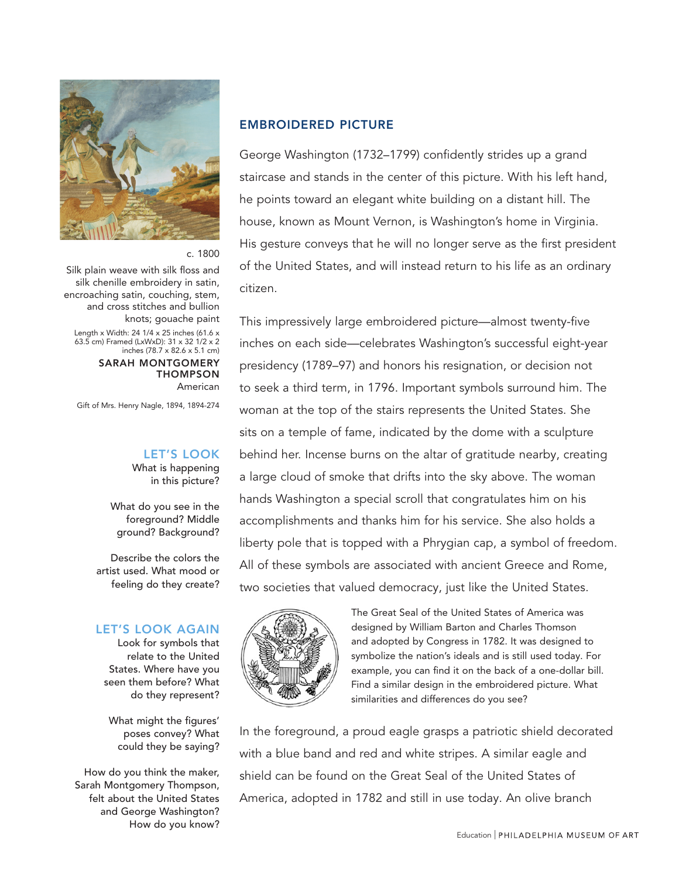c. 1800

Silk plain weave with silk floss and silk chenille embroidery in satin, encroaching satin, couching, stem, and cross stitches and bullion knots; gouache paint

Length x Width: 24 1/4 x 25 inches (61.6 x 63.5 cm) Framed (LxWxD): 31 x 32 1/2 x 2 inches (78.7 x 82.6 x 5.1 cm)

**SARAH MONTGOMERY THOMPSON**
American

Gift of Mrs. Henry Nagle, 1894, 1894-274

## EMBROIDERED PICTURE

George Washington (1732–1799) confidently strides up a grand staircase and stands in the center of this picture. With his left hand, he points toward an elegant white building on a distant hill. The house, known as Mount Vernon, is Washington's home in Virginia. His gesture conveys that he will no longer serve as the first president of the United States, and will instead return to his life as an ordinary citizen.

This impressively large embroidered picture—almost twenty-five inches on each side—celebrates Washington's successful eight-year presidency (1789–97) and honors his resignation, or decision not to seek a third term, in 1796. Important symbols surround him. The woman at the top of the stairs represents the United States. She sits on a temple of fame, indicated by the dome with a sculpture behind her. Incense burns on the altar of gratitude nearby, creating a large cloud of smoke that drifts into the sky above. The woman hands Washington a special scroll that congratulates him on his accomplishments and thanks him for his service. She also holds a liberty pole that is topped with a Phrygian cap, a symbol of freedom. All of these symbols are associated with ancient Greece and Rome, two societies that valued democracy, just like the United States.

The Great Seal of the United States of America was designed by William Barton and Charles Thomson and adopted by Congress in 1782. It was designed to symbolize the nation's ideals and is still used today. For example, you can find it on the back of a one-dollar bill. Find a similar design in the embroidered picture. What similarities and differences do you see?

In the foreground, a proud eagle grasps a patriotic shield decorated with a blue band and red and white stripes. A similar eagle and shield can be found on the Great Seal of the United States of America, adopted in 1782 and still in use today. An olive branch

### LET'S LOOK

What is happening in this picture?

What do you see in the foreground? Middle ground? Background?

Describe the colors the artist used. What mood or feeling do they create?

### LET'S LOOK AGAIN

Look for symbols that relate to the United States. Where have you seen them before? What do they represent?

What might the figures' poses convey? What could they be saying?

How do you think the maker, Sarah Montgomery Thompson, felt about the United States and George Washington? How do you know?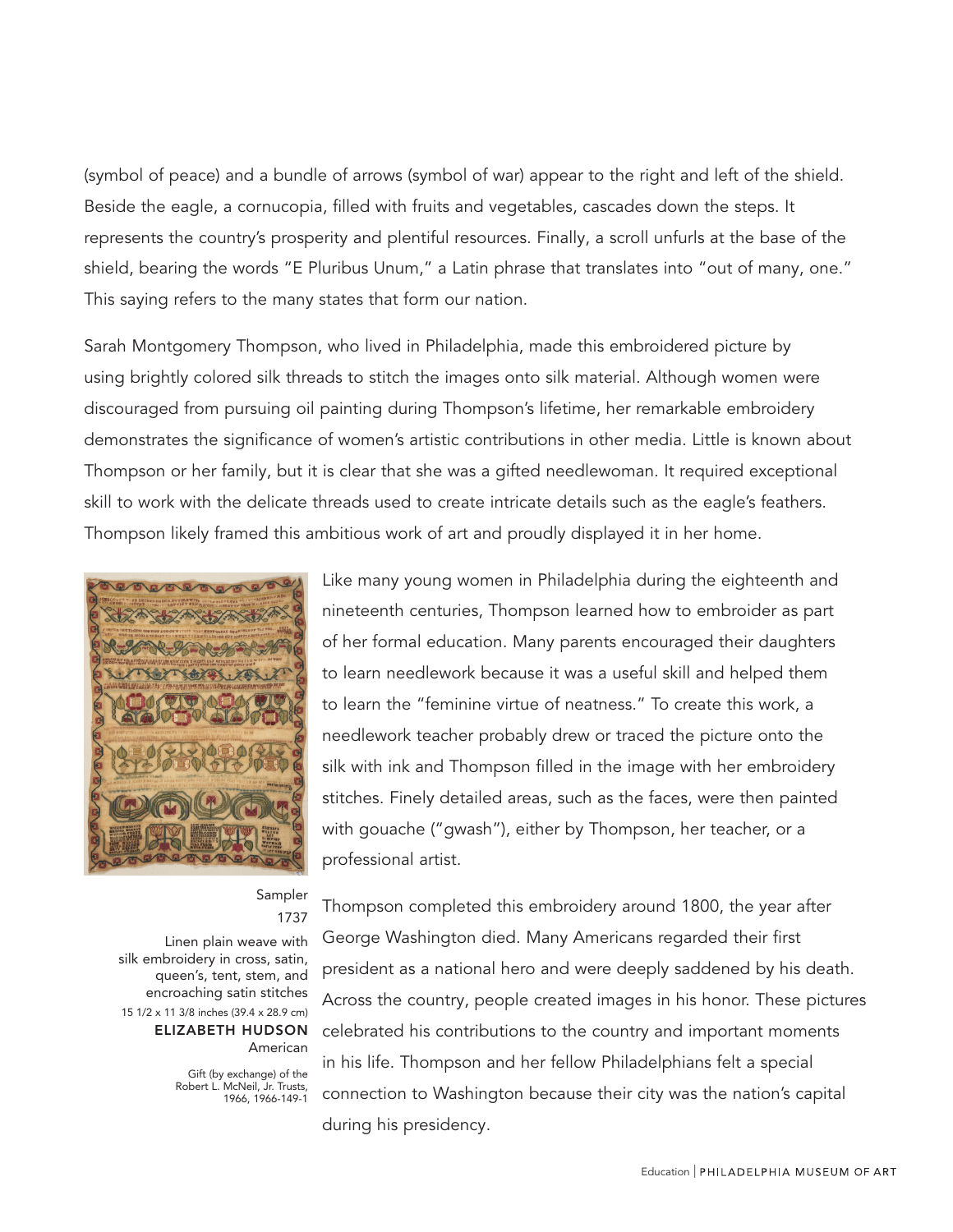(symbol of peace) and a bundle of arrows (symbol of war) appear to the right and left of the shield. Beside the eagle, a cornucopia, filled with fruits and vegetables, cascades down the steps. It represents the country's prosperity and plentiful resources. Finally, a scroll unfurls at the base of the shield, bearing the words "E Pluribus Unum," a Latin phrase that translates into "out of many, one." This saying refers to the many states that form our nation.

Sarah Montgomery Thompson, who lived in Philadelphia, made this embroidered picture by using brightly colored silk threads to stitch the images onto silk material. Although women were discouraged from pursuing oil painting during Thompson's lifetime, her remarkable embroidery demonstrates the significance of women's artistic contributions in other media. Little is known about Thompson or her family, but it is clear that she was a gifted needlewoman. It required exceptional skill to work with the delicate threads used to create intricate details such as the eagle's feathers. Thompson likely framed this ambitious work of art and proudly displayed it in her home.

Sampler
1737
Linen plain weave with silk embroidery in cross, satin, queen's, tent, stem, and encroaching satin stitches
15 1/2 x 11 3/8 inches (39.4 x 28.9 cm)
**ELIZABETH HUDSON**
American
Gift (by exchange) of the Robert L. McNeil, Jr. Trusts, 1966, 1966-149-1

Like many young women in Philadelphia during the eighteenth and nineteenth centuries, Thompson learned how to embroider as part of her formal education. Many parents encouraged their daughters to learn needlework because it was a useful skill and helped them to learn the "feminine virtue of neatness." To create this work, a needlework teacher probably drew or traced the picture onto the silk with ink and Thompson filled in the image with her embroidery stitches. Finely detailed areas, such as the faces, were then painted with gouache ("gwash"), either by Thompson, her teacher, or a professional artist.

Thompson completed this embroidery around 1800, the year after George Washington died. Many Americans regarded their first president as a national hero and were deeply saddened by his death. Across the country, people created images in his honor. These pictures celebrated his contributions to the country and important moments in his life. Thompson and her fellow Philadelphians felt a special connection to Washington because their city was the nation's capital during his presidency.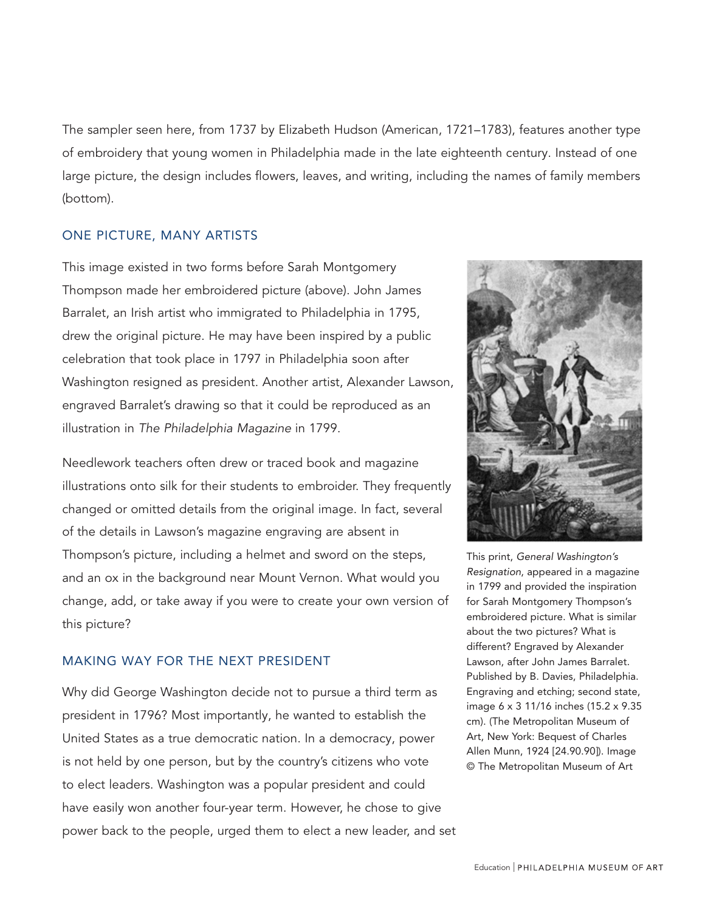The sampler seen here, from 1737 by Elizabeth Hudson (American, 1721–1783), features another type of embroidery that young women in Philadelphia made in the late eighteenth century. Instead of one large picture, the design includes flowers, leaves, and writing, including the names of family members (bottom).

## ONE PICTURE, MANY ARTISTS

This image existed in two forms before Sarah Montgomery Thompson made her embroidered picture (above). John James Barralet, an Irish artist who immigrated to Philadelphia in 1795, drew the original picture. He may have been inspired by a public celebration that took place in 1797 in Philadelphia soon after Washington resigned as president. Another artist, Alexander Lawson, engraved Barralet's drawing so that it could be reproduced as an illustration in *The Philadelphia Magazine* in 1799.

Needlework teachers often drew or traced book and magazine illustrations onto silk for their students to embroider. They frequently changed or omitted details from the original image. In fact, several of the details in Lawson's magazine engraving are absent in Thompson's picture, including a helmet and sword on the steps, and an ox in the background near Mount Vernon. What would you change, add, or take away if you were to create your own version of this picture?

This print, *General Washington's Resignation*, appeared in a magazine in 1799 and provided the inspiration for Sarah Montgomery Thompson's embroidered picture. What is similar about the two pictures? What is different? Engraved by Alexander Lawson, after John James Barralet. Published by B. Davies, Philadelphia. Engraving and etching; second state, image 6 x 3 11/16 inches (15.2 x 9.35 cm). (The Metropolitan Museum of Art, New York: Bequest of Charles Allen Munn, 1924 [24.90.90]). Image © The Metropolitan Museum of Art

## MAKING WAY FOR THE NEXT PRESIDENT

Why did George Washington decide not to pursue a third term as president in 1796? Most importantly, he wanted to establish the United States as a true democratic nation. In a democracy, power is not held by one person, but by the country's citizens who vote to elect leaders. Washington was a popular president and could have easily won another four-year term. However, he chose to give power back to the people, urged them to elect a new leader, and set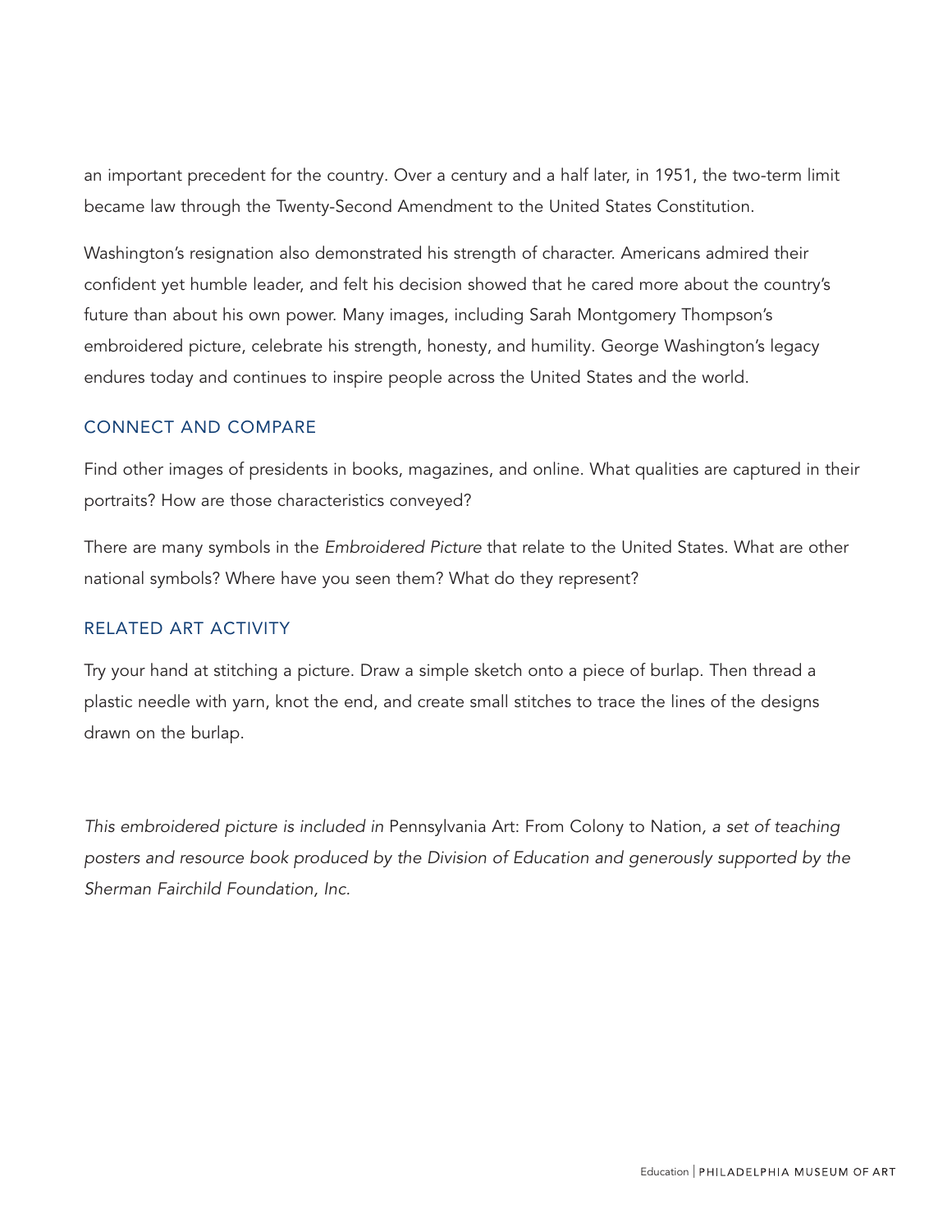an important precedent for the country. Over a century and a half later, in 1951, the two-term limit became law through the Twenty-Second Amendment to the United States Constitution.

Washington's resignation also demonstrated his strength of character. Americans admired their confident yet humble leader, and felt his decision showed that he cared more about the country's future than about his own power. Many images, including Sarah Montgomery Thompson's embroidered picture, celebrate his strength, honesty, and humility. George Washington's legacy endures today and continues to inspire people across the United States and the world.

## CONNECT AND COMPARE

Find other images of presidents in books, magazines, and online. What qualities are captured in their portraits? How are those characteristics conveyed?

There are many symbols in the *Embroidered Picture* that relate to the United States. What are other national symbols? Where have you seen them? What do they represent?

## RELATED ART ACTIVITY

Try your hand at stitching a picture. Draw a simple sketch onto a piece of burlap. Then thread a plastic needle with yarn, knot the end, and create small stitches to trace the lines of the designs drawn on the burlap.

*This embroidered picture is included in* Pennsylvania Art: From Colony to Nation*, a set of teaching posters and resource book produced by the Division of Education and generously supported by the Sherman Fairchild Foundation, Inc.*